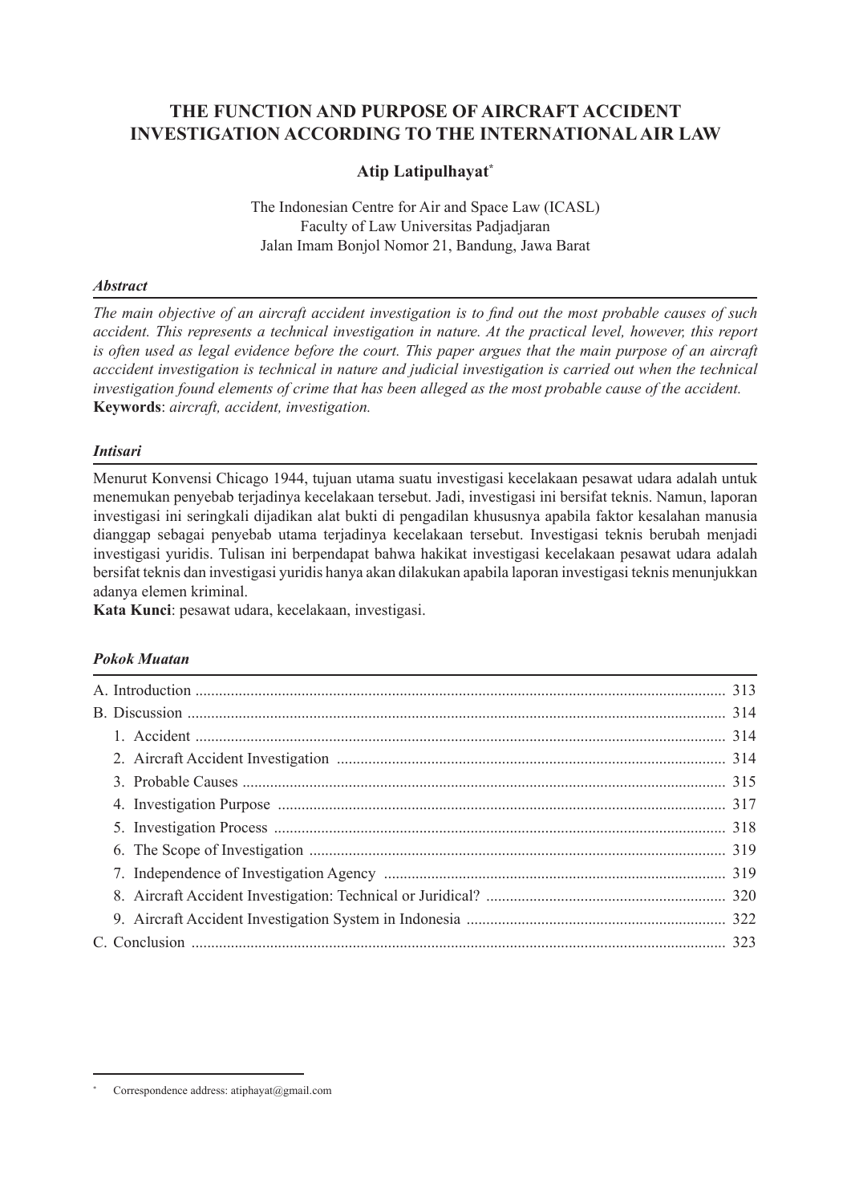# THE FUNCTION AND PURPOSE OF AIRCRAFT ACCIDENT INVESTIGATION ACCORDING TO THE INTERNATIONAL AIR LAW

**Atip Latipulhayat**[*]

The Indonesian Centre for Air and Space Law (ICASL)
Faculty of Law Universitas Padjadjaran
Jalan Imam Bonjol Nomor 21, Bandung, Jawa Barat

### *Abstract*

*The main objective of an aircraft accident investigation is to find out the most probable causes of such accident. This represents a technical investigation in nature. At the practical level, however, this report is often used as legal evidence before the court. This paper argues that the main purpose of an aircraft acccident investigation is technical in nature and judicial investigation is carried out when the technical investigation found elements of crime that has been alleged as the most probable cause of the accident.*
**Keywords**: *aircraft, accident, investigation.*

### *Intisari*

Menurut Konvensi Chicago 1944, tujuan utama suatu investigasi kecelakaan pesawat udara adalah untuk menemukan penyebab terjadinya kecelakaan tersebut. Jadi, investigasi ini bersifat teknis. Namun, laporan investigasi ini seringkali dijadikan alat bukti di pengadilan khususnya apabila faktor kesalahan manusia dianggap sebagai penyebab utama terjadinya kecelakaan tersebut. Investigasi teknis berubah menjadi investigasi yuridis. Tulisan ini berpendapat bahwa hakikat investigasi kecelakaan pesawat udara adalah bersifat teknis dan investigasi yuridis hanya akan dilakukan apabila laporan investigasi teknis menunjukkan adanya elemen kriminal.
**Kata Kunci**: pesawat udara, kecelakaan, investigasi.

### *Pokok Muatan*

A. Introduction ..... 313
B. Discussion ..... 314
  1. Accident ..... 314
  2. Aircraft Accident Investigation ..... 314
  3. Probable Causes ..... 315
  4. Investigation Purpose ..... 317
  5. Investigation Process ..... 318
  6. The Scope of Investigation ..... 319
  7. Independence of Investigation Agency ..... 319
  8. Aircraft Accident Investigation: Technical or Juridical? ..... 320
  9. Aircraft Accident Investigation System in Indonesia ..... 322
C. Conclusion ..... 323

---

[*] Correspondence address: atiphayat@gmail.com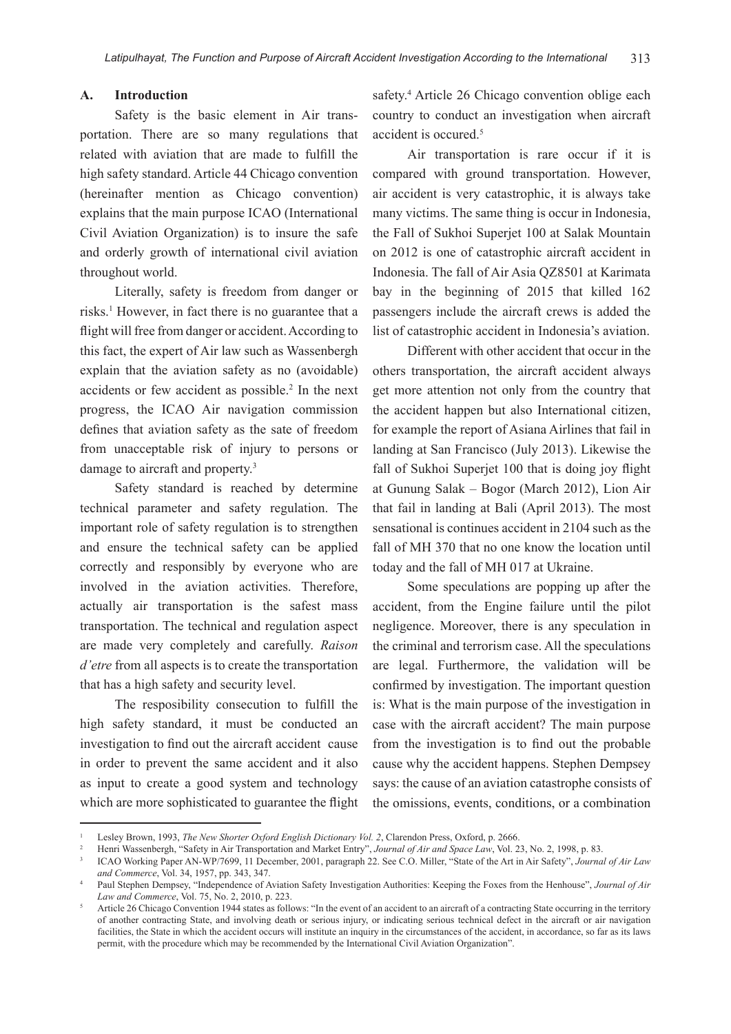## A. Introduction

Safety is the basic element in Air transportation. There are so many regulations that related with aviation that are made to fulfill the high safety standard. Article 44 Chicago convention (hereinafter mention as Chicago convention) explains that the main purpose ICAO (International Civil Aviation Organization) is to insure the safe and orderly growth of international civil aviation throughout world.

Literally, safety is freedom from danger or risks.[1] However, in fact there is no guarantee that a flight will free from danger or accident. According to this fact, the expert of Air law such as Wassenbergh explain that the aviation safety as no (avoidable) accidents or few accident as possible.[2] In the next progress, the ICAO Air navigation commission defines that aviation safety as the sate of freedom from unacceptable risk of injury to persons or damage to aircraft and property.[3]

Safety standard is reached by determine technical parameter and safety regulation. The important role of safety regulation is to strengthen and ensure the technical safety can be applied correctly and responsibly by everyone who are involved in the aviation activities. Therefore, actually air transportation is the safest mass transportation. The technical and regulation aspect are made very completely and carefully. *Raison d'etre* from all aspects is to create the transportation that has a high safety and security level.

The resposibility consecution to fulfill the high safety standard, it must be conducted an investigation to find out the aircraft accident cause in order to prevent the same accident and it also as input to create a good system and technology which are more sophisticated to guarantee the flight safety.[4] Article 26 Chicago convention oblige each country to conduct an investigation when aircraft accident is occured.[5]

Air transportation is rare occur if it is compared with ground transportation. However, air accident is very catastrophic, it is always take many victims. The same thing is occur in Indonesia, the Fall of Sukhoi Superjet 100 at Salak Mountain on 2012 is one of catastrophic aircraft accident in Indonesia. The fall of Air Asia QZ8501 at Karimata bay in the beginning of 2015 that killed 162 passengers include the aircraft crews is added the list of catastrophic accident in Indonesia's aviation.

Different with other accident that occur in the others transportation, the aircraft accident always get more attention not only from the country that the accident happen but also International citizen, for example the report of Asiana Airlines that fail in landing at San Francisco (July 2013). Likewise the fall of Sukhoi Superjet 100 that is doing joy flight at Gunung Salak – Bogor (March 2012), Lion Air that fail in landing at Bali (April 2013). The most sensational is continues accident in 2104 such as the fall of MH 370 that no one know the location until today and the fall of MH 017 at Ukraine.

Some speculations are popping up after the accident, from the Engine failure until the pilot negligence. Moreover, there is any speculation in the criminal and terrorism case. All the speculations are legal. Furthermore, the validation will be confirmed by investigation. The important question is: What is the main purpose of the investigation in case with the aircraft accident? The main purpose from the investigation is to find out the probable cause why the accident happens. Stephen Dempsey says: the cause of an aviation catastrophe consists of the omissions, events, conditions, or a combination

---

[1] Lesley Brown, 1993, *The New Shorter Oxford English Dictionary Vol. 2*, Clarendon Press, Oxford, p. 2666.

[2] Henri Wassenbergh, "Safety in Air Transportation and Market Entry", *Journal of Air and Space Law*, Vol. 23, No. 2, 1998, p. 83.

[3] ICAO Working Paper AN-WP/7699, 11 December, 2001, paragraph 22. See C.O. Miller, "State of the Art in Air Safety", *Journal of Air Law and Commerce*, Vol. 34, 1957, pp. 343, 347.

[4] Paul Stephen Dempsey, "Independence of Aviation Safety Investigation Authorities: Keeping the Foxes from the Henhouse", *Journal of Air Law and Commerce*, Vol. 75, No. 2, 2010, p. 223.

[5] Article 26 Chicago Convention 1944 states as follows: "In the event of an accident to an aircraft of a contracting State occurring in the territory of another contracting State, and involving death or serious injury, or indicating serious technical defect in the aircraft or air navigation facilities, the State in which the accident occurs will institute an inquiry in the circumstances of the accident, in accordance, so far as its laws permit, with the procedure which may be recommended by the International Civil Aviation Organization".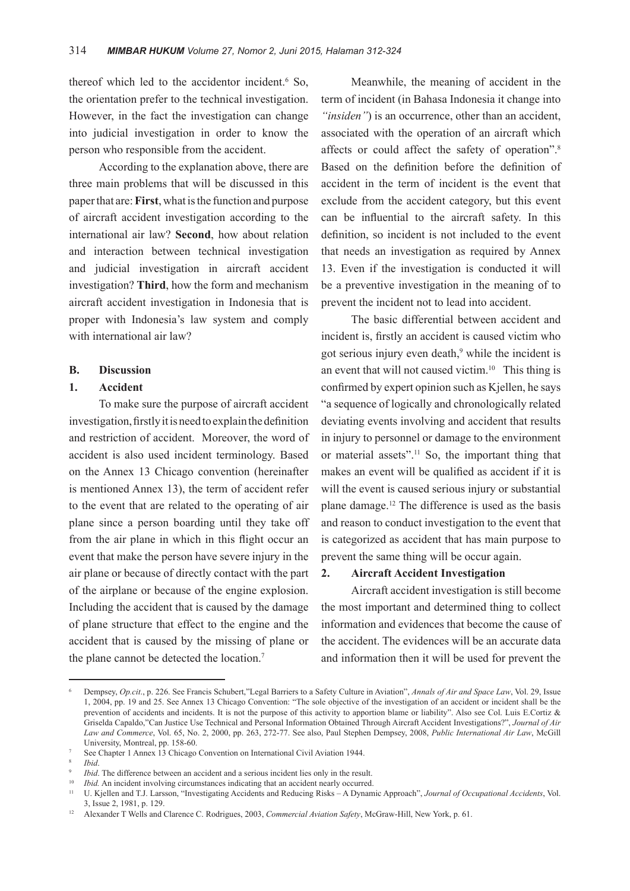thereof which led to the accidentor incident.[6] So, the orientation prefer to the technical investigation. However, in the fact the investigation can change into judicial investigation in order to know the person who responsible from the accident.

According to the explanation above, there are three main problems that will be discussed in this paper that are: **First**, what is the function and purpose of aircraft accident investigation according to the international air law? **Second**, how about relation and interaction between technical investigation and judicial investigation in aircraft accident investigation? **Third**, how the form and mechanism aircraft accident investigation in Indonesia that is proper with Indonesia's law system and comply with international air law?

## B. Discussion

### 1. Accident

To make sure the purpose of aircraft accident investigation, firstly it is need to explain the definition and restriction of accident. Moreover, the word of accident is also used incident terminology. Based on the Annex 13 Chicago convention (hereinafter is mentioned Annex 13), the term of accident refer to the event that are related to the operating of air plane since a person boarding until they take off from the air plane in which in this flight occur an event that make the person have severe injury in the air plane or because of directly contact with the part of the airplane or because of the engine explosion. Including the accident that is caused by the damage of plane structure that effect to the engine and the accident that is caused by the missing of plane or the plane cannot be detected the location.[7]

Meanwhile, the meaning of accident in the term of incident (in Bahasa Indonesia it change into *"insiden"*) is an occurrence, other than an accident, associated with the operation of an aircraft which affects or could affect the safety of operation".[8] Based on the definition before the definition of accident in the term of incident is the event that exclude from the accident category, but this event can be influential to the aircraft safety. In this definition, so incident is not included to the event that needs an investigation as required by Annex 13. Even if the investigation is conducted it will be a preventive investigation in the meaning of to prevent the incident not to lead into accident.

The basic differential between accident and incident is, firstly an accident is caused victim who got serious injury even death,[9] while the incident is an event that will not caused victim.[10] This thing is confirmed by expert opinion such as Kjellen, he says "a sequence of logically and chronologically related deviating events involving and accident that results in injury to personnel or damage to the environment or material assets".[11] So, the important thing that makes an event will be qualified as accident if it is will the event is caused serious injury or substantial plane damage.[12] The difference is used as the basis and reason to conduct investigation to the event that is categorized as accident that has main purpose to prevent the same thing will be occur again.

### 2. Aircraft Accident Investigation

Aircraft accident investigation is still become the most important and determined thing to collect information and evidences that become the cause of the accident. The evidences will be an accurate data and information then it will be used for prevent the

---

[6] Dempsey, *Op.cit*., p. 226. See Francis Schubert,"Legal Barriers to a Safety Culture in Aviation", *Annals of Air and Space Law*, Vol. 29, Issue 1, 2004, pp. 19 and 25. See Annex 13 Chicago Convention: "The sole objective of the investigation of an accident or incident shall be the prevention of accidents and incidents. It is not the purpose of this activity to apportion blame or liability". Also see Col. Luis E.Cortiz & Griselda Capaldo,"Can Justice Use Technical and Personal Information Obtained Through Aircraft Accident Investigations?", *Journal of Air Law and Commerce*, Vol. 65, No. 2, 2000, pp. 263, 272-77. See also, Paul Stephen Dempsey, 2008, *Public International Air Law*, McGill University, Montreal, pp. 158-60.

[7] See Chapter 1 Annex 13 Chicago Convention on International Civil Aviation 1944.

[8] *Ibid*.

[9] *Ibid*. The difference between an accident and a serious incident lies only in the result.

[10] *Ibid.* An incident involving circumstances indicating that an accident nearly occurred.

[11] U. Kjellen and T.J. Larsson, "Investigating Accidents and Reducing Risks – A Dynamic Approach", *Journal of Occupational Accidents*, Vol. 3, Issue 2, 1981, p. 129.

[12] Alexander T Wells and Clarence C. Rodrigues, 2003, *Commercial Aviation Safety*, McGraw-Hill, New York, p. 61.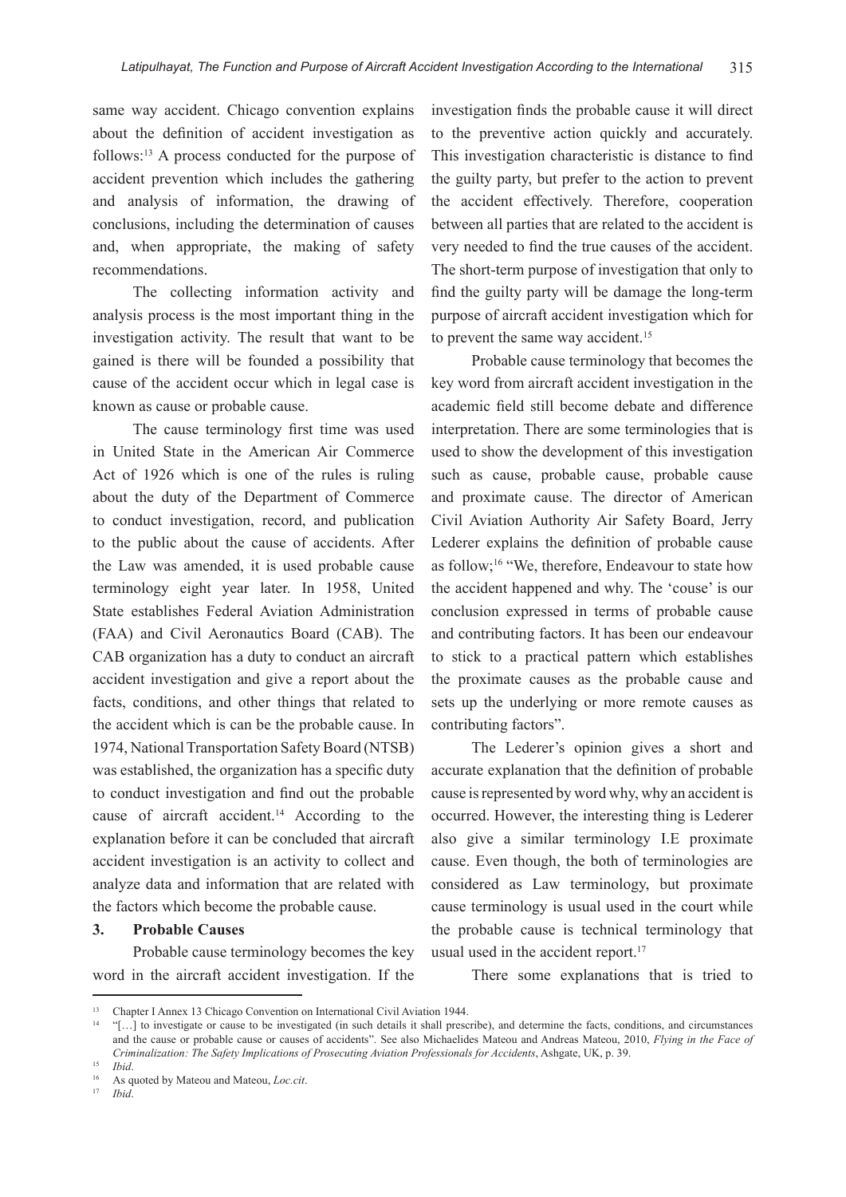same way accident. Chicago convention explains about the definition of accident investigation as follows:[13] A process conducted for the purpose of accident prevention which includes the gathering and analysis of information, the drawing of conclusions, including the determination of causes and, when appropriate, the making of safety recommendations.

The collecting information activity and analysis process is the most important thing in the investigation activity. The result that want to be gained is there will be founded a possibility that cause of the accident occur which in legal case is known as cause or probable cause.

The cause terminology first time was used in United State in the American Air Commerce Act of 1926 which is one of the rules is ruling about the duty of the Department of Commerce to conduct investigation, record, and publication to the public about the cause of accidents. After the Law was amended, it is used probable cause terminology eight year later. In 1958, United State establishes Federal Aviation Administration (FAA) and Civil Aeronautics Board (CAB). The CAB organization has a duty to conduct an aircraft accident investigation and give a report about the facts, conditions, and other things that related to the accident which is can be the probable cause. In 1974, National Transportation Safety Board (NTSB) was established, the organization has a specific duty to conduct investigation and find out the probable cause of aircraft accident.[14] According to the explanation before it can be concluded that aircraft accident investigation is an activity to collect and analyze data and information that are related with the factors which become the probable cause.

## 3. Probable Causes

Probable cause terminology becomes the key word in the aircraft accident investigation. If the investigation finds the probable cause it will direct to the preventive action quickly and accurately. This investigation characteristic is distance to find the guilty party, but prefer to the action to prevent the accident effectively. Therefore, cooperation between all parties that are related to the accident is very needed to find the true causes of the accident. The short-term purpose of investigation that only to find the guilty party will be damage the long-term purpose of aircraft accident investigation which for to prevent the same way accident.[15]

Probable cause terminology that becomes the key word from aircraft accident investigation in the academic field still become debate and difference interpretation. There are some terminologies that is used to show the development of this investigation such as cause, probable cause, probable cause and proximate cause. The director of American Civil Aviation Authority Air Safety Board, Jerry Lederer explains the definition of probable cause as follow;[16] "We, therefore, Endeavour to state how the accident happened and why. The 'couse' is our conclusion expressed in terms of probable cause and contributing factors. It has been our endeavour to stick to a practical pattern which establishes the proximate causes as the probable cause and sets up the underlying or more remote causes as contributing factors".

The Lederer's opinion gives a short and accurate explanation that the definition of probable cause is represented by word why, why an accident is occurred. However, the interesting thing is Lederer also give a similar terminology I.E proximate cause. Even though, the both of terminologies are considered as Law terminology, but proximate cause terminology is usual used in the court while the probable cause is technical terminology that usual used in the accident report.[17]

There some explanations that is tried to

---

[13] Chapter I Annex 13 Chicago Convention on International Civil Aviation 1944.

[14] "[…] to investigate or cause to be investigated (in such details it shall prescribe), and determine the facts, conditions, and circumstances and the cause or probable cause or causes of accidents". See also Michaelides Mateou and Andreas Mateou, 2010, *Flying in the Face of Criminalization: The Safety Implications of Prosecuting Aviation Professionals for Accidents*, Ashgate, UK, p. 39.

[15] *Ibid*.

[16] As quoted by Mateou and Mateou, *Loc.cit*.

[17] *Ibid*.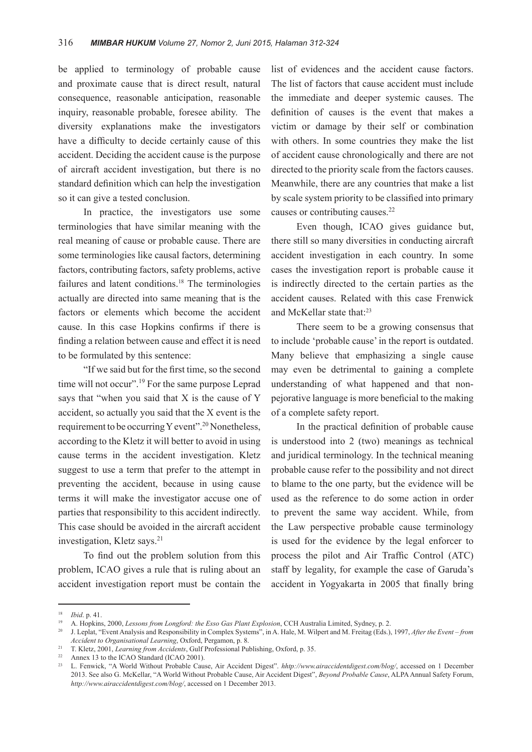be applied to terminology of probable cause and proximate cause that is direct result, natural consequence, reasonable anticipation, reasonable inquiry, reasonable probable, foresee ability. The diversity explanations make the investigators have a difficulty to decide certainly cause of this accident. Deciding the accident cause is the purpose of aircraft accident investigation, but there is no standard definition which can help the investigation so it can give a tested conclusion.

In practice, the investigators use some terminologies that have similar meaning with the real meaning of cause or probable cause. There are some terminologies like causal factors, determining factors, contributing factors, safety problems, active failures and latent conditions.[18] The terminologies actually are directed into same meaning that is the factors or elements which become the accident cause. In this case Hopkins confirms if there is finding a relation between cause and effect it is need to be formulated by this sentence:

"If we said but for the first time, so the second time will not occur".[19] For the same purpose Leprad says that "when you said that X is the cause of Y accident, so actually you said that the X event is the requirement to be occurring Y event".[20] Nonetheless, according to the Kletz it will better to avoid in using cause terms in the accident investigation. Kletz suggest to use a term that prefer to the attempt in preventing the accident, because in using cause terms it will make the investigator accuse one of parties that responsibility to this accident indirectly. This case should be avoided in the aircraft accident investigation, Kletz says.[21]

To find out the problem solution from this problem, ICAO gives a rule that is ruling about an accident investigation report must be contain the list of evidences and the accident cause factors. The list of factors that cause accident must include the immediate and deeper systemic causes. The definition of causes is the event that makes a victim or damage by their self or combination with others. In some countries they make the list of accident cause chronologically and there are not directed to the priority scale from the factors causes. Meanwhile, there are any countries that make a list by scale system priority to be classified into primary causes or contributing causes.[22]

Even though, ICAO gives guidance but, there still so many diversities in conducting aircraft accident investigation in each country. In some cases the investigation report is probable cause it is indirectly directed to the certain parties as the accident causes. Related with this case Frenwick and McKellar state that:[23]

There seem to be a growing consensus that to include 'probable cause' in the report is outdated. Many believe that emphasizing a single cause may even be detrimental to gaining a complete understanding of what happened and that non-pejorative language is more beneficial to the making of a complete safety report.

In the practical definition of probable cause is understood into 2 (two) meanings as technical and juridical terminology. In the technical meaning probable cause refer to the possibility and not direct to blame to the one party, but the evidence will be used as the reference to do some action in order to prevent the same way accident. While, from the Law perspective probable cause terminology is used for the evidence by the legal enforcer to process the pilot and Air Traffic Control (ATC) staff by legality, for example the case of Garuda's accident in Yogyakarta in 2005 that finally bring

---

[18] *Ibid*. p. 41.

[19] A. Hopkins, 2000, *Lessons from Longford: the Esso Gas Plant Explosion*, CCH Australia Limited, Sydney, p. 2.

[20] J. Leplat, "Event Analysis and Responsibility in Complex Systems", in A. Hale, M. Wilpert and M. Freitag (Eds.), 1997, *After the Event – from Accident to Organisational Learning*, Oxford, Pergamon, p. 8.

[21] T. Kletz, 2001, *Learning from Accidents*, Gulf Professional Publishing, Oxford, p. 35.

[22] Annex 13 to the ICAO Standard (ICAO 2001).

[23] L. Fenwick, "A World Without Probable Cause, Air Accident Digest". *hhttp://www.airaccidentdigest.com/blog/*, accessed on 1 December 2013. See also G. McKellar, "A World Without Probable Cause, Air Accident Digest", *Beyond Probable Cause*, ALPA Annual Safety Forum, *http://www.airaccidentdigest.com/blog/*, accessed on 1 December 2013.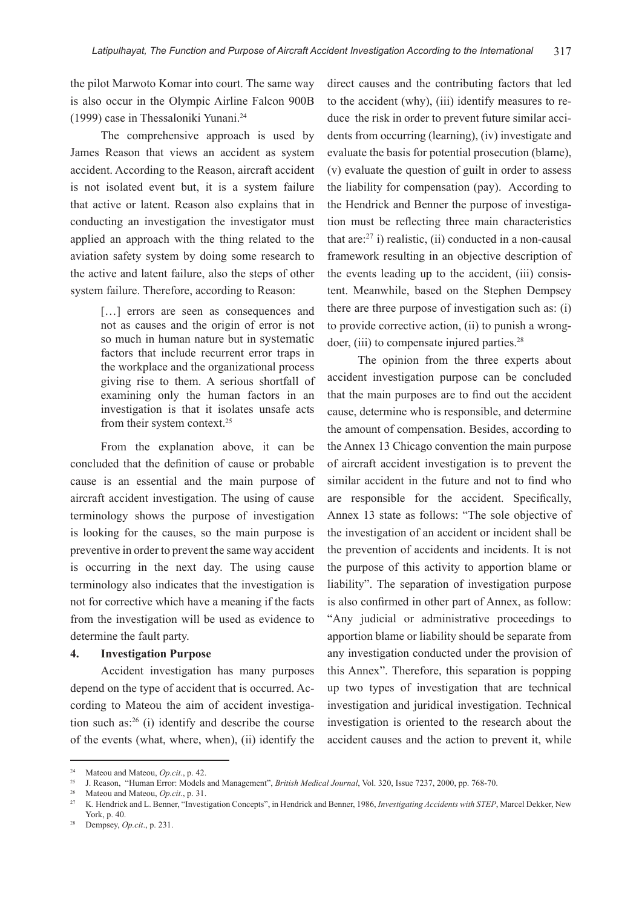the pilot Marwoto Komar into court. The same way is also occur in the Olympic Airline Falcon 900B (1999) case in Thessaloniki Yunani.[24]

The comprehensive approach is used by James Reason that views an accident as system accident. According to the Reason, aircraft accident is not isolated event but, it is a system failure that active or latent. Reason also explains that in conducting an investigation the investigator must applied an approach with the thing related to the aviation safety system by doing some research to the active and latent failure, also the steps of other system failure. Therefore, according to Reason:

> […] errors are seen as consequences and not as causes and the origin of error is not so much in human nature but in systematic factors that include recurrent error traps in the workplace and the organizational process giving rise to them. A serious shortfall of examining only the human factors in an investigation is that it isolates unsafe acts from their system context.[25]

From the explanation above, it can be concluded that the definition of cause or probable cause is an essential and the main purpose of aircraft accident investigation. The using of cause terminology shows the purpose of investigation is looking for the causes, so the main purpose is preventive in order to prevent the same way accident is occurring in the next day. The using cause terminology also indicates that the investigation is not for corrective which have a meaning if the facts from the investigation will be used as evidence to determine the fault party.

## 4. Investigation Purpose

Accident investigation has many purposes depend on the type of accident that is occurred. According to Mateou the aim of accident investigation such as:[26] (i) identify and describe the course of the events (what, where, when), (ii) identify the direct causes and the contributing factors that led to the accident (why), (iii) identify measures to reduce the risk in order to prevent future similar accidents from occurring (learning), (iv) investigate and evaluate the basis for potential prosecution (blame), (v) evaluate the question of guilt in order to assess the liability for compensation (pay). According to the Hendrick and Benner the purpose of investigation must be reflecting three main characteristics that are:[27] i) realistic, (ii) conducted in a non-causal framework resulting in an objective description of the events leading up to the accident, (iii) consistent. Meanwhile, based on the Stephen Dempsey there are three purpose of investigation such as: (i) to provide corrective action, (ii) to punish a wrongdoer, (iii) to compensate injured parties.[28]

The opinion from the three experts about accident investigation purpose can be concluded that the main purposes are to find out the accident cause, determine who is responsible, and determine the amount of compensation. Besides, according to the Annex 13 Chicago convention the main purpose of aircraft accident investigation is to prevent the similar accident in the future and not to find who are responsible for the accident. Specifically, Annex 13 state as follows: "The sole objective of the investigation of an accident or incident shall be the prevention of accidents and incidents. It is not the purpose of this activity to apportion blame or liability". The separation of investigation purpose is also confirmed in other part of Annex, as follow: "Any judicial or administrative proceedings to apportion blame or liability should be separate from any investigation conducted under the provision of this Annex". Therefore, this separation is popping up two types of investigation that are technical investigation and juridical investigation. Technical investigation is oriented to the research about the accident causes and the action to prevent it, while

---

[24] Mateou and Mateou, *Op.cit*., p. 42.

[25] J. Reason, "Human Error: Models and Management", *British Medical Journal*, Vol. 320, Issue 7237, 2000, pp. 768-70.

[26] Mateou and Mateou, *Op.cit*., p. 31.

[27] K. Hendrick and L. Benner, "Investigation Concepts", in Hendrick and Benner, 1986, *Investigating Accidents with STEP*, Marcel Dekker, New York, p. 40.

[28] Dempsey, *Op.cit*., p. 231.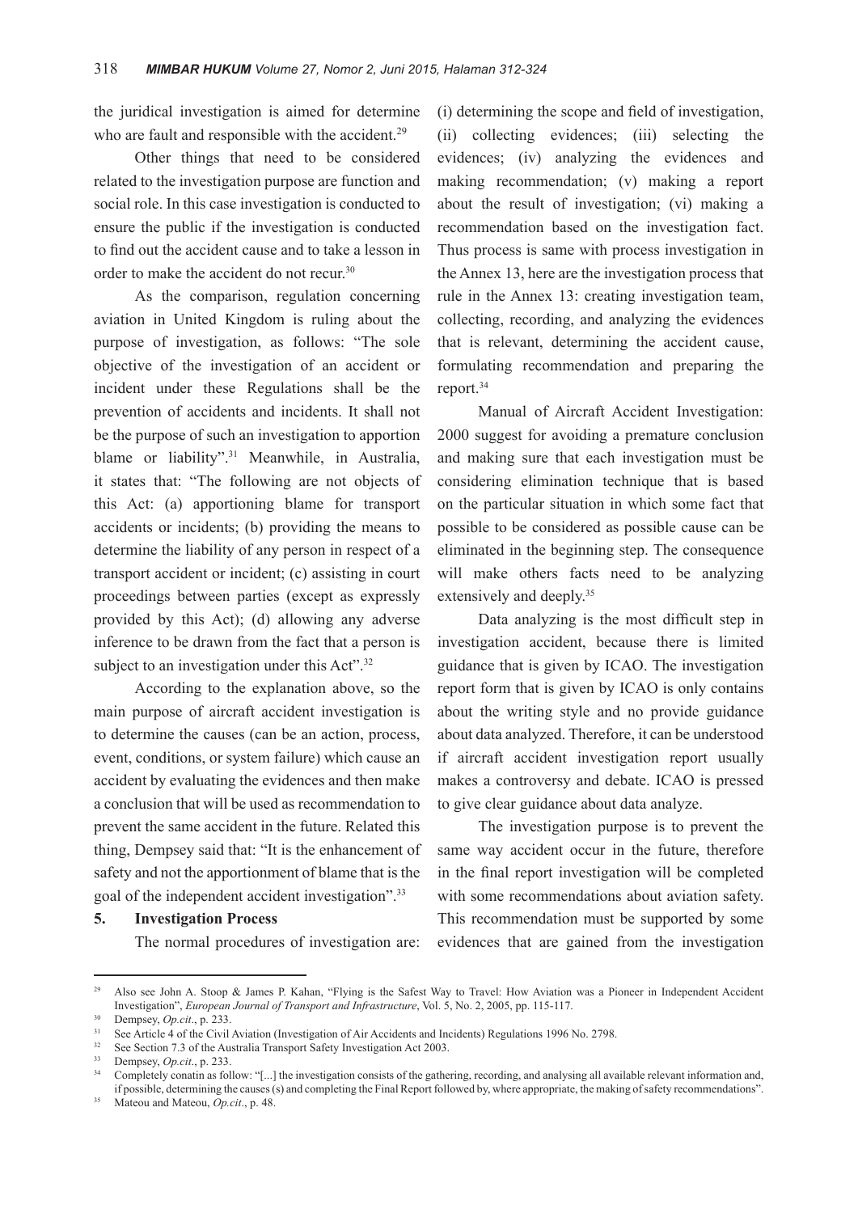the juridical investigation is aimed for determine who are fault and responsible with the accident.[29]

Other things that need to be considered related to the investigation purpose are function and social role. In this case investigation is conducted to ensure the public if the investigation is conducted to find out the accident cause and to take a lesson in order to make the accident do not recur.[30]

As the comparison, regulation concerning aviation in United Kingdom is ruling about the purpose of investigation, as follows: "The sole objective of the investigation of an accident or incident under these Regulations shall be the prevention of accidents and incidents. It shall not be the purpose of such an investigation to apportion blame or liability".[31] Meanwhile, in Australia, it states that: "The following are not objects of this Act: (a) apportioning blame for transport accidents or incidents; (b) providing the means to determine the liability of any person in respect of a transport accident or incident; (c) assisting in court proceedings between parties (except as expressly provided by this Act); (d) allowing any adverse inference to be drawn from the fact that a person is subject to an investigation under this Act".[32]

According to the explanation above, so the main purpose of aircraft accident investigation is to determine the causes (can be an action, process, event, conditions, or system failure) which cause an accident by evaluating the evidences and then make a conclusion that will be used as recommendation to prevent the same accident in the future. Related this thing, Dempsey said that: "It is the enhancement of safety and not the apportionment of blame that is the goal of the independent accident investigation".[33]

## 5. Investigation Process

The normal procedures of investigation are: (i) determining the scope and field of investigation, (ii) collecting evidences; (iii) selecting the evidences; (iv) analyzing the evidences and making recommendation; (v) making a report about the result of investigation; (vi) making a recommendation based on the investigation fact. Thus process is same with process investigation in the Annex 13, here are the investigation process that rule in the Annex 13: creating investigation team, collecting, recording, and analyzing the evidences that is relevant, determining the accident cause, formulating recommendation and preparing the report.[34]

Manual of Aircraft Accident Investigation: 2000 suggest for avoiding a premature conclusion and making sure that each investigation must be considering elimination technique that is based on the particular situation in which some fact that possible to be considered as possible cause can be eliminated in the beginning step. The consequence will make others facts need to be analyzing extensively and deeply.[35]

Data analyzing is the most difficult step in investigation accident, because there is limited guidance that is given by ICAO. The investigation report form that is given by ICAO is only contains about the writing style and no provide guidance about data analyzed. Therefore, it can be understood if aircraft accident investigation report usually makes a controversy and debate. ICAO is pressed to give clear guidance about data analyze.

The investigation purpose is to prevent the same way accident occur in the future, therefore in the final report investigation will be completed with some recommendations about aviation safety. This recommendation must be supported by some evidences that are gained from the investigation

---

[29] Also see John A. Stoop & James P. Kahan, "Flying is the Safest Way to Travel: How Aviation was a Pioneer in Independent Accident Investigation", *European Journal of Transport and Infrastructure*, Vol. 5, No. 2, 2005, pp. 115-117.

[30] Dempsey, *Op.cit*., p. 233.

[31] See Article 4 of the Civil Aviation (Investigation of Air Accidents and Incidents) Regulations 1996 No. 2798.

[32] See Section 7.3 of the Australia Transport Safety Investigation Act 2003.

[33] Dempsey, *Op.cit*., p. 233.

[34] Completely conatin as follow: "[...] the investigation consists of the gathering, recording, and analysing all available relevant information and, if possible, determining the causes (s) and completing the Final Report followed by, where appropriate, the making of safety recommendations".

[35] Mateou and Mateou, *Op.cit*., p. 48.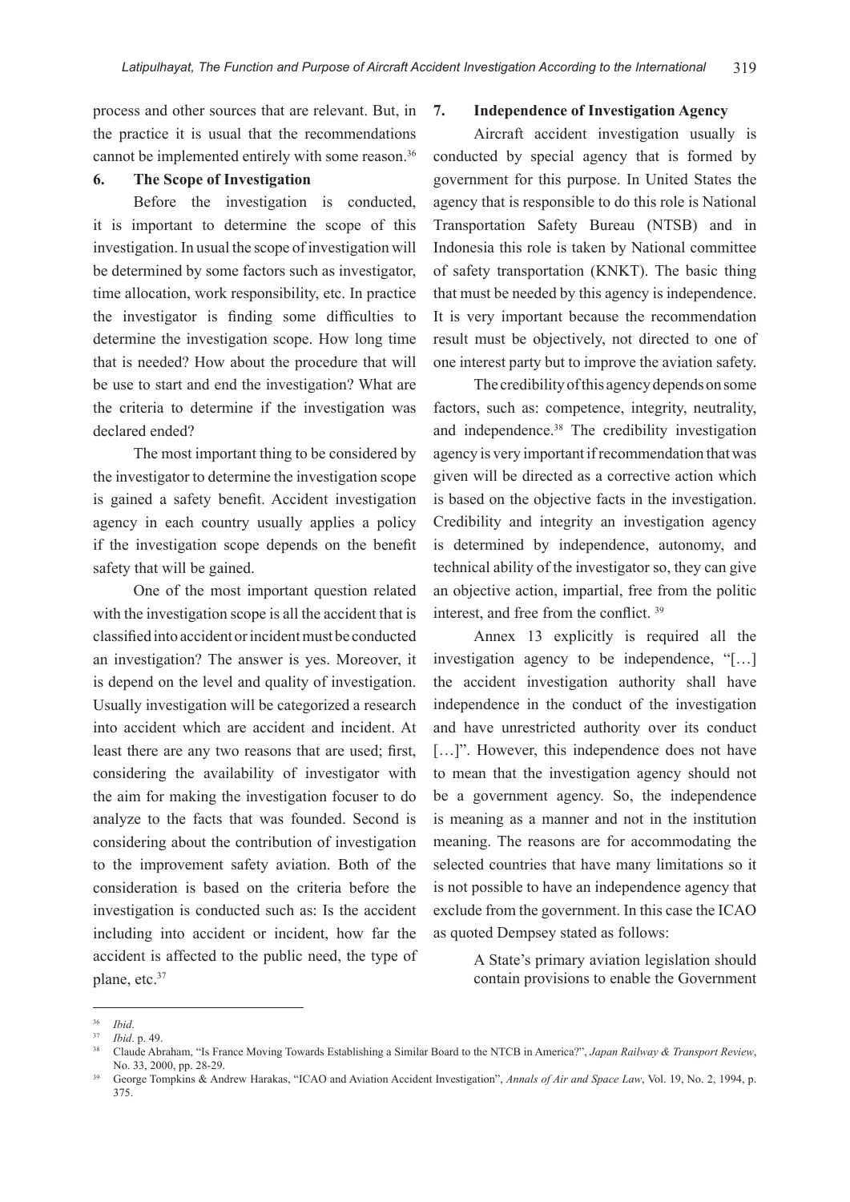process and other sources that are relevant. But, in the practice it is usual that the recommendations cannot be implemented entirely with some reason.[36]

## 6. The Scope of Investigation

Before the investigation is conducted, it is important to determine the scope of this investigation. In usual the scope of investigation will be determined by some factors such as investigator, time allocation, work responsibility, etc. In practice the investigator is finding some difficulties to determine the investigation scope. How long time that is needed? How about the procedure that will be use to start and end the investigation? What are the criteria to determine if the investigation was declared ended?

The most important thing to be considered by the investigator to determine the investigation scope is gained a safety benefit. Accident investigation agency in each country usually applies a policy if the investigation scope depends on the benefit safety that will be gained.

One of the most important question related with the investigation scope is all the accident that is classified into accident or incident must be conducted an investigation? The answer is yes. Moreover, it is depend on the level and quality of investigation. Usually investigation will be categorized a research into accident which are accident and incident. At least there are any two reasons that are used; first, considering the availability of investigator with the aim for making the investigation focuser to do analyze to the facts that was founded. Second is considering about the contribution of investigation to the improvement safety aviation. Both of the consideration is based on the criteria before the investigation is conducted such as: Is the accident including into accident or incident, how far the accident is affected to the public need, the type of plane, etc.[37]

## 7. Independence of Investigation Agency

Aircraft accident investigation usually is conducted by special agency that is formed by government for this purpose. In United States the agency that is responsible to do this role is National Transportation Safety Bureau (NTSB) and in Indonesia this role is taken by National committee of safety transportation (KNKT). The basic thing that must be needed by this agency is independence. It is very important because the recommendation result must be objectively, not directed to one of one interest party but to improve the aviation safety.

The credibility of this agency depends on some factors, such as: competence, integrity, neutrality, and independence.[38] The credibility investigation agency is very important if recommendation that was given will be directed as a corrective action which is based on the objective facts in the investigation. Credibility and integrity an investigation agency is determined by independence, autonomy, and technical ability of the investigator so, they can give an objective action, impartial, free from the politic interest, and free from the conflict.[39]

Annex 13 explicitly is required all the investigation agency to be independence, "[…] the accident investigation authority shall have independence in the conduct of the investigation and have unrestricted authority over its conduct […]". However, this independence does not have to mean that the investigation agency should not be a government agency. So, the independence is meaning as a manner and not in the institution meaning. The reasons are for accommodating the selected countries that have many limitations so it is not possible to have an independence agency that exclude from the government. In this case the ICAO as quoted Dempsey stated as follows:

> A State's primary aviation legislation should contain provisions to enable the Government

---

[36] *Ibid*.

[37] *Ibid*. p. 49.

[38] Claude Abraham, "Is France Moving Towards Establishing a Similar Board to the NTCB in America?", *Japan Railway & Transport Review*, No. 33, 2000, pp. 28-29.

[39] George Tompkins & Andrew Harakas, "ICAO and Aviation Accident Investigation", *Annals of Air and Space Law*, Vol. 19, No. 2, 1994, p. 375.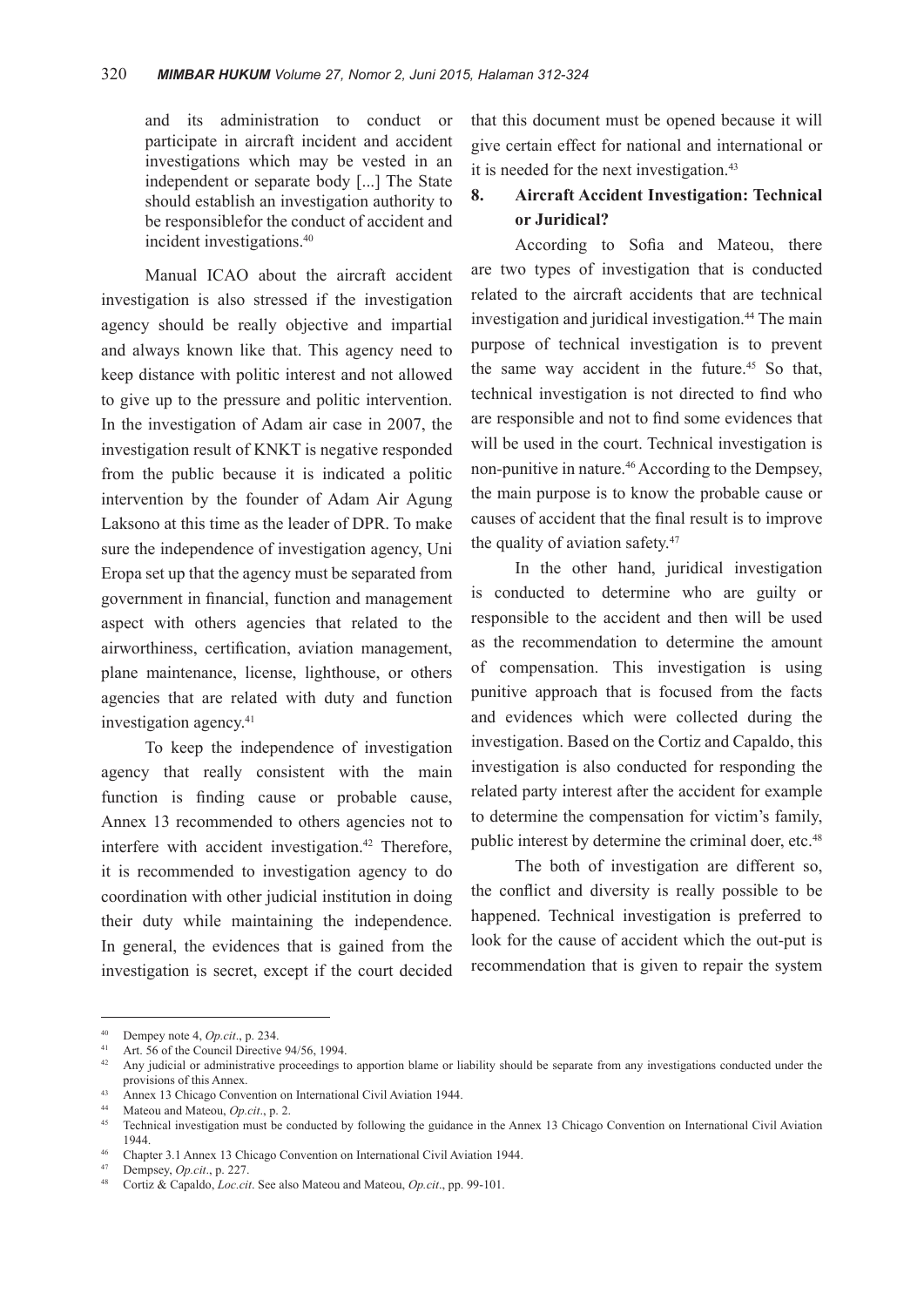and its administration to conduct or participate in aircraft incident and accident investigations which may be vested in an independent or separate body [...] The State should establish an investigation authority to be responsiblefor the conduct of accident and incident investigations.[40]

Manual ICAO about the aircraft accident investigation is also stressed if the investigation agency should be really objective and impartial and always known like that. This agency need to keep distance with politic interest and not allowed to give up to the pressure and politic intervention. In the investigation of Adam air case in 2007, the investigation result of KNKT is negative responded from the public because it is indicated a politic intervention by the founder of Adam Air Agung Laksono at this time as the leader of DPR. To make sure the independence of investigation agency, Uni Eropa set up that the agency must be separated from government in financial, function and management aspect with others agencies that related to the airworthiness, certification, aviation management, plane maintenance, license, lighthouse, or others agencies that are related with duty and function investigation agency.[41]

To keep the independence of investigation agency that really consistent with the main function is finding cause or probable cause, Annex 13 recommended to others agencies not to interfere with accident investigation.[42] Therefore, it is recommended to investigation agency to do coordination with other judicial institution in doing their duty while maintaining the independence. In general, the evidences that is gained from the investigation is secret, except if the court decided that this document must be opened because it will give certain effect for national and international or it is needed for the next investigation.[43]

## 8. Aircraft Accident Investigation: Technical or Juridical?

According to Sofia and Mateou, there are two types of investigation that is conducted related to the aircraft accidents that are technical investigation and juridical investigation.[44] The main purpose of technical investigation is to prevent the same way accident in the future.[45] So that, technical investigation is not directed to find who are responsible and not to find some evidences that will be used in the court. Technical investigation is non-punitive in nature.[46] According to the Dempsey, the main purpose is to know the probable cause or causes of accident that the final result is to improve the quality of aviation safety.[47]

In the other hand, juridical investigation is conducted to determine who are guilty or responsible to the accident and then will be used as the recommendation to determine the amount of compensation. This investigation is using punitive approach that is focused from the facts and evidences which were collected during the investigation. Based on the Cortiz and Capaldo, this investigation is also conducted for responding the related party interest after the accident for example to determine the compensation for victim's family, public interest by determine the criminal doer, etc.[48]

The both of investigation are different so, the conflict and diversity is really possible to be happened. Technical investigation is preferred to look for the cause of accident which the out-put is recommendation that is given to repair the system

---

[40] Dempey note 4, *Op.cit*., p. 234.

[41] Art. 56 of the Council Directive 94/56, 1994.

[42] Any judicial or administrative proceedings to apportion blame or liability should be separate from any investigations conducted under the provisions of this Annex.

[43] Annex 13 Chicago Convention on International Civil Aviation 1944.

[44] Mateou and Mateou, *Op.cit*., p. 2.

[45] Technical investigation must be conducted by following the guidance in the Annex 13 Chicago Convention on International Civil Aviation 1944.

[46] Chapter 3.1 Annex 13 Chicago Convention on International Civil Aviation 1944.

[47] Dempsey, *Op.cit*., p. 227.

[48] Cortiz & Capaldo, *Loc.cit*. See also Mateou and Mateou, *Op.cit*., pp. 99-101.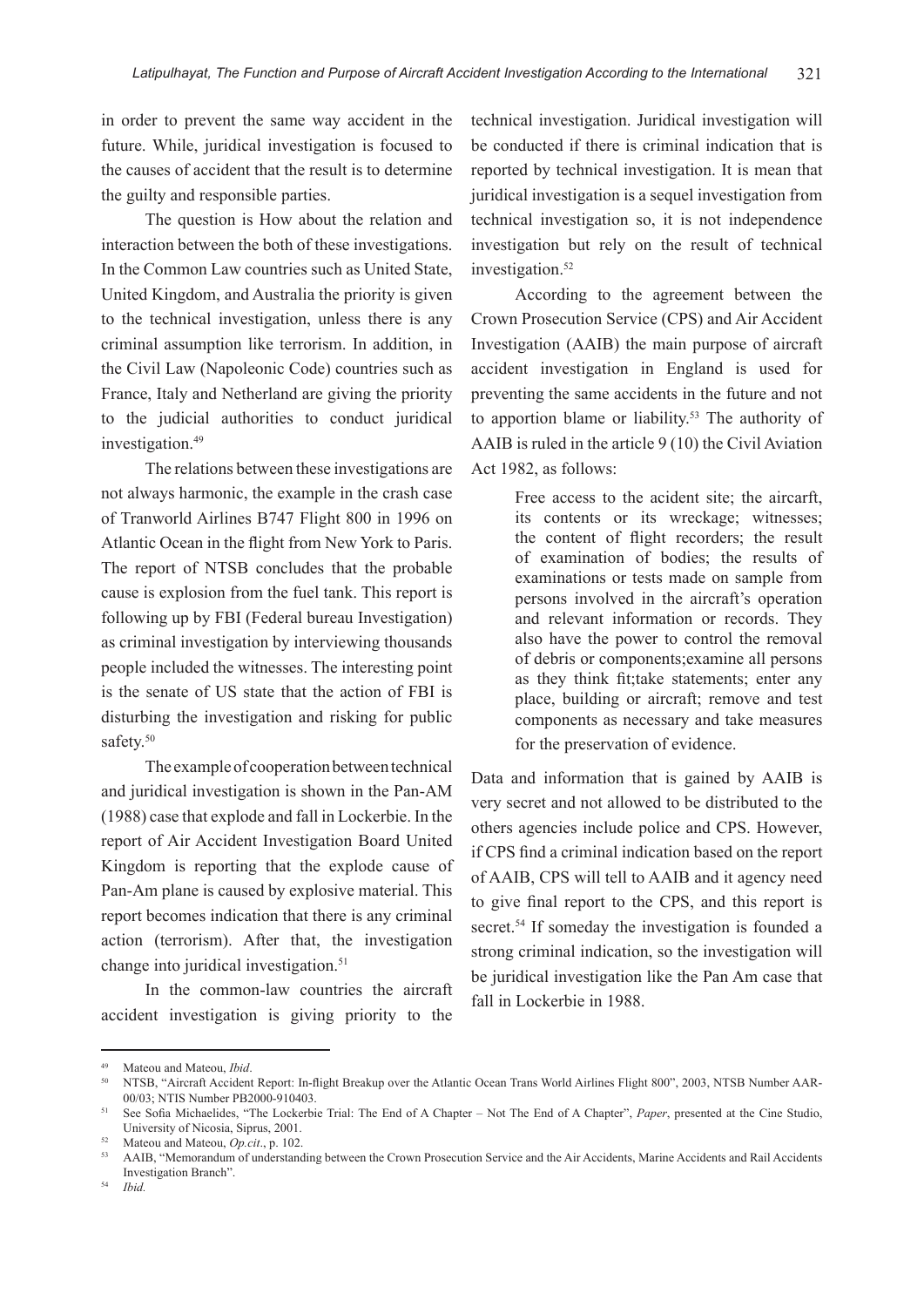in order to prevent the same way accident in the future. While, juridical investigation is focused to the causes of accident that the result is to determine the guilty and responsible parties.

The question is How about the relation and interaction between the both of these investigations. In the Common Law countries such as United State, United Kingdom, and Australia the priority is given to the technical investigation, unless there is any criminal assumption like terrorism. In addition, in the Civil Law (Napoleonic Code) countries such as France, Italy and Netherland are giving the priority to the judicial authorities to conduct juridical investigation.[49]

The relations between these investigations are not always harmonic, the example in the crash case of Tranworld Airlines B747 Flight 800 in 1996 on Atlantic Ocean in the flight from New York to Paris. The report of NTSB concludes that the probable cause is explosion from the fuel tank. This report is following up by FBI (Federal bureau Investigation) as criminal investigation by interviewing thousands people included the witnesses. The interesting point is the senate of US state that the action of FBI is disturbing the investigation and risking for public safety.[50]

The example of cooperation between technical and juridical investigation is shown in the Pan-AM (1988) case that explode and fall in Lockerbie. In the report of Air Accident Investigation Board United Kingdom is reporting that the explode cause of Pan-Am plane is caused by explosive material. This report becomes indication that there is any criminal action (terrorism). After that, the investigation change into juridical investigation.[51]

In the common-law countries the aircraft accident investigation is giving priority to the technical investigation. Juridical investigation will be conducted if there is criminal indication that is reported by technical investigation. It is mean that juridical investigation is a sequel investigation from technical investigation so, it is not independence investigation but rely on the result of technical investigation.[52]

According to the agreement between the Crown Prosecution Service (CPS) and Air Accident Investigation (AAIB) the main purpose of aircraft accident investigation in England is used for preventing the same accidents in the future and not to apportion blame or liability.[53] The authority of AAIB is ruled in the article 9 (10) the Civil Aviation Act 1982, as follows:

> Free access to the acident site; the aircarft, its contents or its wreckage; witnesses; the content of flight recorders; the result of examination of bodies; the results of examinations or tests made on sample from persons involved in the aircraft's operation and relevant information or records. They also have the power to control the removal of debris or components;examine all persons as they think fit;take statements; enter any place, building or aircraft; remove and test components as necessary and take measures for the preservation of evidence.

Data and information that is gained by AAIB is very secret and not allowed to be distributed to the others agencies include police and CPS. However, if CPS find a criminal indication based on the report of AAIB, CPS will tell to AAIB and it agency need to give final report to the CPS, and this report is secret.[54] If someday the investigation is founded a strong criminal indication, so the investigation will be juridical investigation like the Pan Am case that fall in Lockerbie in 1988.

---

[49] Mateou and Mateou, *Ibid*.

[50] NTSB, "Aircraft Accident Report: In-flight Breakup over the Atlantic Ocean Trans World Airlines Flight 800", 2003, NTSB Number AAR-00/03; NTIS Number PB2000-910403.

[51] See Sofia Michaelides, "The Lockerbie Trial: The End of A Chapter – Not The End of A Chapter", *Paper*, presented at the Cine Studio, University of Nicosia, Siprus, 2001.

[52] Mateou and Mateou, *Op.cit*., p. 102.

[53] AAIB, "Memorandum of understanding between the Crown Prosecution Service and the Air Accidents, Marine Accidents and Rail Accidents Investigation Branch".

[54] *Ibid.*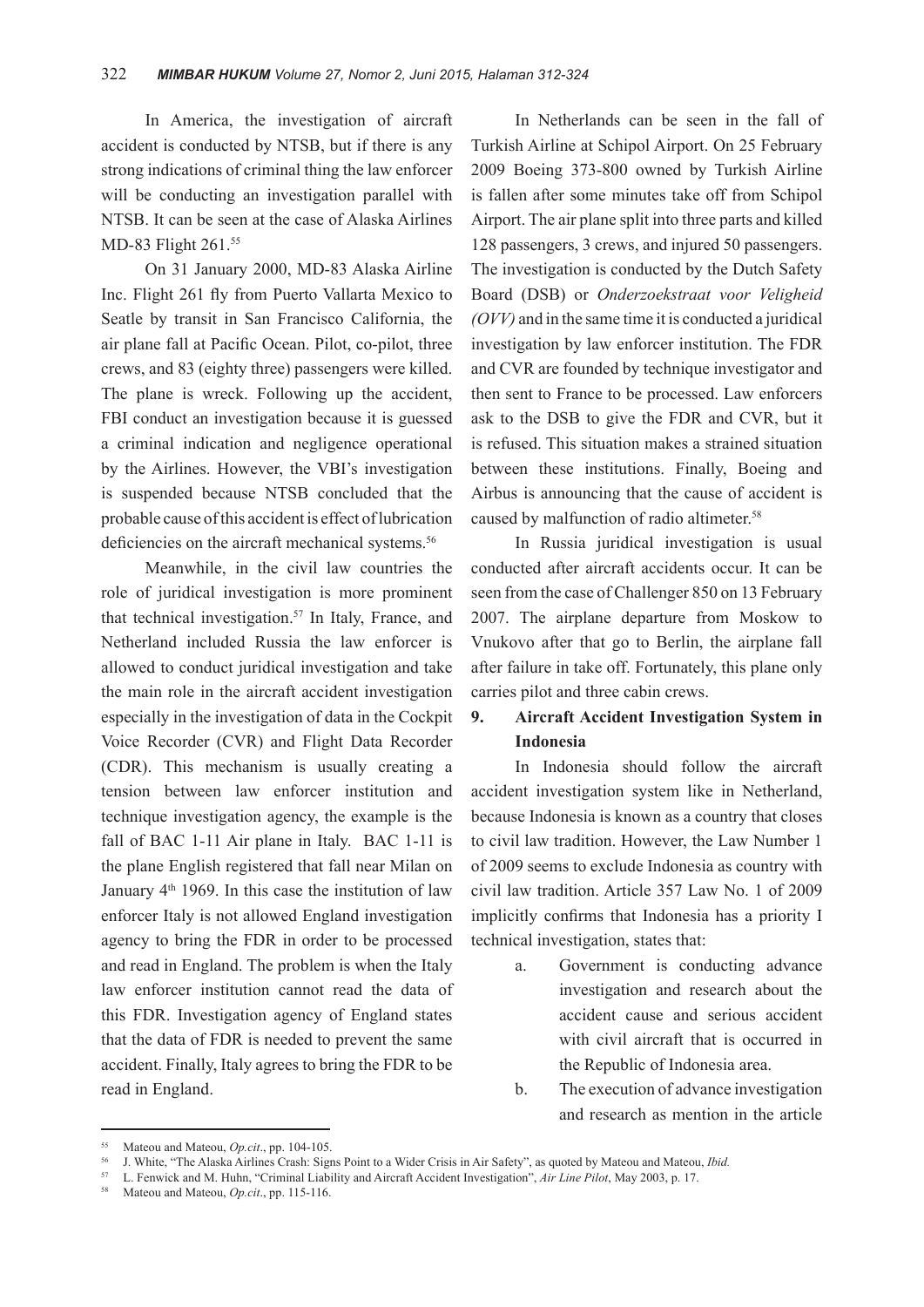In America, the investigation of aircraft accident is conducted by NTSB, but if there is any strong indications of criminal thing the law enforcer will be conducting an investigation parallel with NTSB. It can be seen at the case of Alaska Airlines MD-83 Flight 261.[55]

On 31 January 2000, MD-83 Alaska Airline Inc. Flight 261 fly from Puerto Vallarta Mexico to Seatle by transit in San Francisco California, the air plane fall at Pacific Ocean. Pilot, co-pilot, three crews, and 83 (eighty three) passengers were killed. The plane is wreck. Following up the accident, FBI conduct an investigation because it is guessed a criminal indication and negligence operational by the Airlines. However, the VBI's investigation is suspended because NTSB concluded that the probable cause of this accident is effect of lubrication deficiencies on the aircraft mechanical systems.[56]

Meanwhile, in the civil law countries the role of juridical investigation is more prominent that technical investigation.[57] In Italy, France, and Netherland included Russia the law enforcer is allowed to conduct juridical investigation and take the main role in the aircraft accident investigation especially in the investigation of data in the Cockpit Voice Recorder (CVR) and Flight Data Recorder (CDR). This mechanism is usually creating a tension between law enforcer institution and technique investigation agency, the example is the fall of BAC 1-11 Air plane in Italy. BAC 1-11 is the plane English registered that fall near Milan on January 4[th] 1969. In this case the institution of law enforcer Italy is not allowed England investigation agency to bring the FDR in order to be processed and read in England. The problem is when the Italy law enforcer institution cannot read the data of this FDR. Investigation agency of England states that the data of FDR is needed to prevent the same accident. Finally, Italy agrees to bring the FDR to be read in England.

In Netherlands can be seen in the fall of Turkish Airline at Schipol Airport. On 25 February 2009 Boeing 373-800 owned by Turkish Airline is fallen after some minutes take off from Schipol Airport. The air plane split into three parts and killed 128 passengers, 3 crews, and injured 50 passengers. The investigation is conducted by the Dutch Safety Board (DSB) or *Onderzoekstraat voor Veligheid (OVV)* and in the same time it is conducted a juridical investigation by law enforcer institution. The FDR and CVR are founded by technique investigator and then sent to France to be processed. Law enforcers ask to the DSB to give the FDR and CVR, but it is refused. This situation makes a strained situation between these institutions. Finally, Boeing and Airbus is announcing that the cause of accident is caused by malfunction of radio altimeter.[58]

In Russia juridical investigation is usual conducted after aircraft accidents occur. It can be seen from the case of Challenger 850 on 13 February 2007. The airplane departure from Moskow to Vnukovo after that go to Berlin, the airplane fall after failure in take off. Fortunately, this plane only carries pilot and three cabin crews.

## 9. Aircraft Accident Investigation System in Indonesia

In Indonesia should follow the aircraft accident investigation system like in Netherland, because Indonesia is known as a country that closes to civil law tradition. However, the Law Number 1 of 2009 seems to exclude Indonesia as country with civil law tradition. Article 357 Law No. 1 of 2009 implicitly confirms that Indonesia has a priority I technical investigation, states that:

a. Government is conducting advance investigation and research about the accident cause and serious accident with civil aircraft that is occurred in the Republic of Indonesia area.

b. The execution of advance investigation and research as mention in the article

---

[55] Mateou and Mateou, *Op.cit*., pp. 104-105.

[56] J. White, "The Alaska Airlines Crash: Signs Point to a Wider Crisis in Air Safety", as quoted by Mateou and Mateou, *Ibid.*

[57] L. Fenwick and M. Huhn, "Criminal Liability and Aircraft Accident Investigation", *Air Line Pilot*, May 2003, p. 17.

[58] Mateou and Mateou, *Op.cit*., pp. 115-116.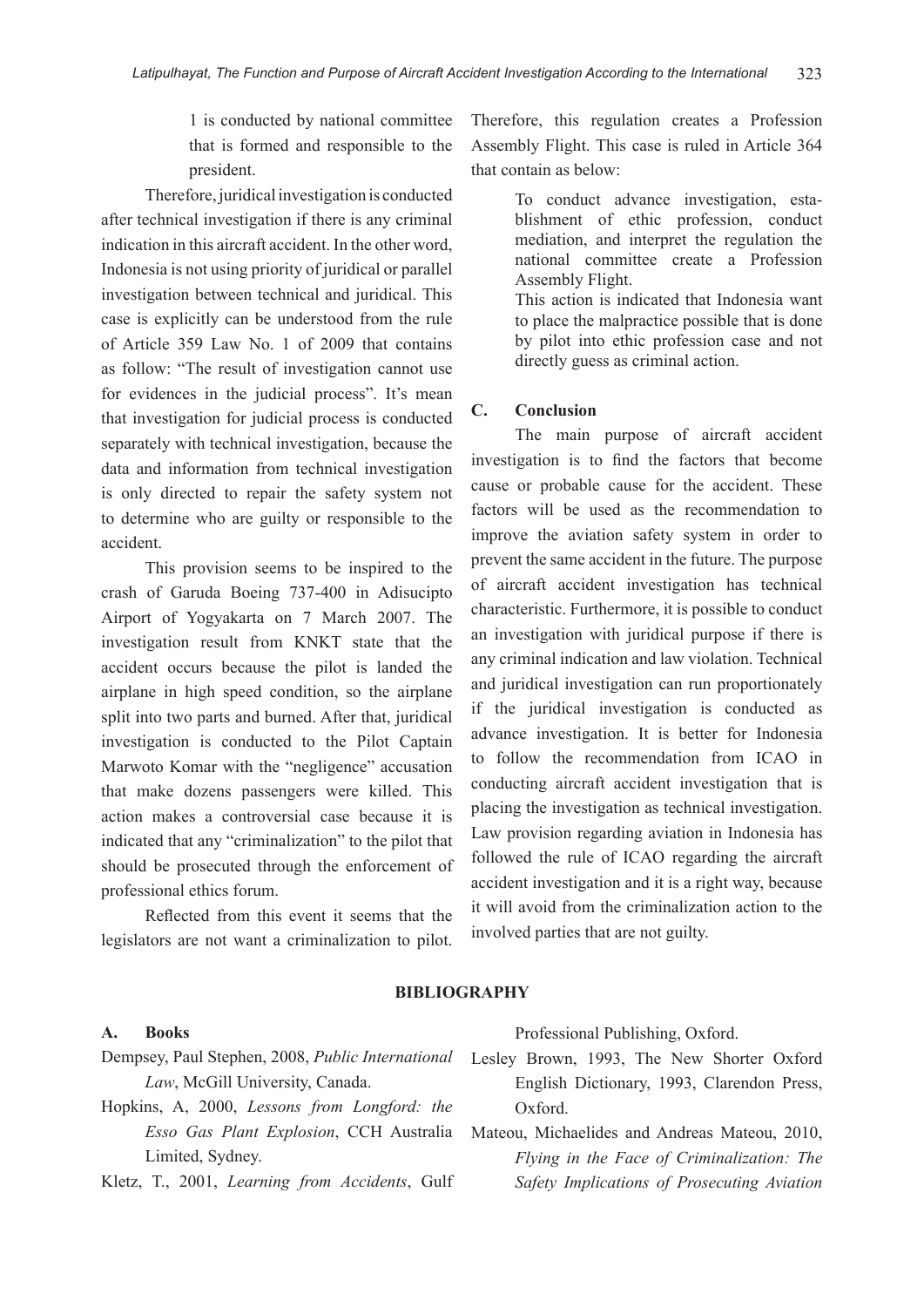1 is conducted by national committee that is formed and responsible to the president.

Therefore, juridical investigation is conducted after technical investigation if there is any criminal indication in this aircraft accident. In the other word, Indonesia is not using priority of juridical or parallel investigation between technical and juridical. This case is explicitly can be understood from the rule of Article 359 Law No. 1 of 2009 that contains as follow: "The result of investigation cannot use for evidences in the judicial process". It's mean that investigation for judicial process is conducted separately with technical investigation, because the data and information from technical investigation is only directed to repair the safety system not to determine who are guilty or responsible to the accident.

This provision seems to be inspired to the crash of Garuda Boeing 737-400 in Adisucipto Airport of Yogyakarta on 7 March 2007. The investigation result from KNKT state that the accident occurs because the pilot is landed the airplane in high speed condition, so the airplane split into two parts and burned. After that, juridical investigation is conducted to the Pilot Captain Marwoto Komar with the "negligence" accusation that make dozens passengers were killed. This action makes a controversial case because it is indicated that any "criminalization" to the pilot that should be prosecuted through the enforcement of professional ethics forum.

Reflected from this event it seems that the legislators are not want a criminalization to pilot. Therefore, this regulation creates a Profession Assembly Flight. This case is ruled in Article 364 that contain as below:

> To conduct advance investigation, establishment of ethic profession, conduct mediation, and interpret the regulation the national committee create a Profession Assembly Flight.
>
> This action is indicated that Indonesia want to place the malpractice possible that is done by pilot into ethic profession case and not directly guess as criminal action.

## C. Conclusion

The main purpose of aircraft accident investigation is to find the factors that become cause or probable cause for the accident. These factors will be used as the recommendation to improve the aviation safety system in order to prevent the same accident in the future. The purpose of aircraft accident investigation has technical characteristic. Furthermore, it is possible to conduct an investigation with juridical purpose if there is any criminal indication and law violation. Technical and juridical investigation can run proportionately if the juridical investigation is conducted as advance investigation. It is better for Indonesia to follow the recommendation from ICAO in conducting aircraft accident investigation that is placing the investigation as technical investigation. Law provision regarding aviation in Indonesia has followed the rule of ICAO regarding the aircraft accident investigation and it is a right way, because it will avoid from the criminalization action to the involved parties that are not guilty.

## BIBLIOGRAPHY

### A. Books

Dempsey, Paul Stephen, 2008, *Public International Law*, McGill University, Canada.

Hopkins, A, 2000, *Lessons from Longford: the Esso Gas Plant Explosion*, CCH Australia Limited, Sydney.

Kletz, T., 2001, *Learning from Accidents*, Gulf Professional Publishing, Oxford.

Lesley Brown, 1993, The New Shorter Oxford English Dictionary, 1993, Clarendon Press, Oxford.

Mateou, Michaelides and Andreas Mateou, 2010, *Flying in the Face of Criminalization: The Safety Implications of Prosecuting Aviation*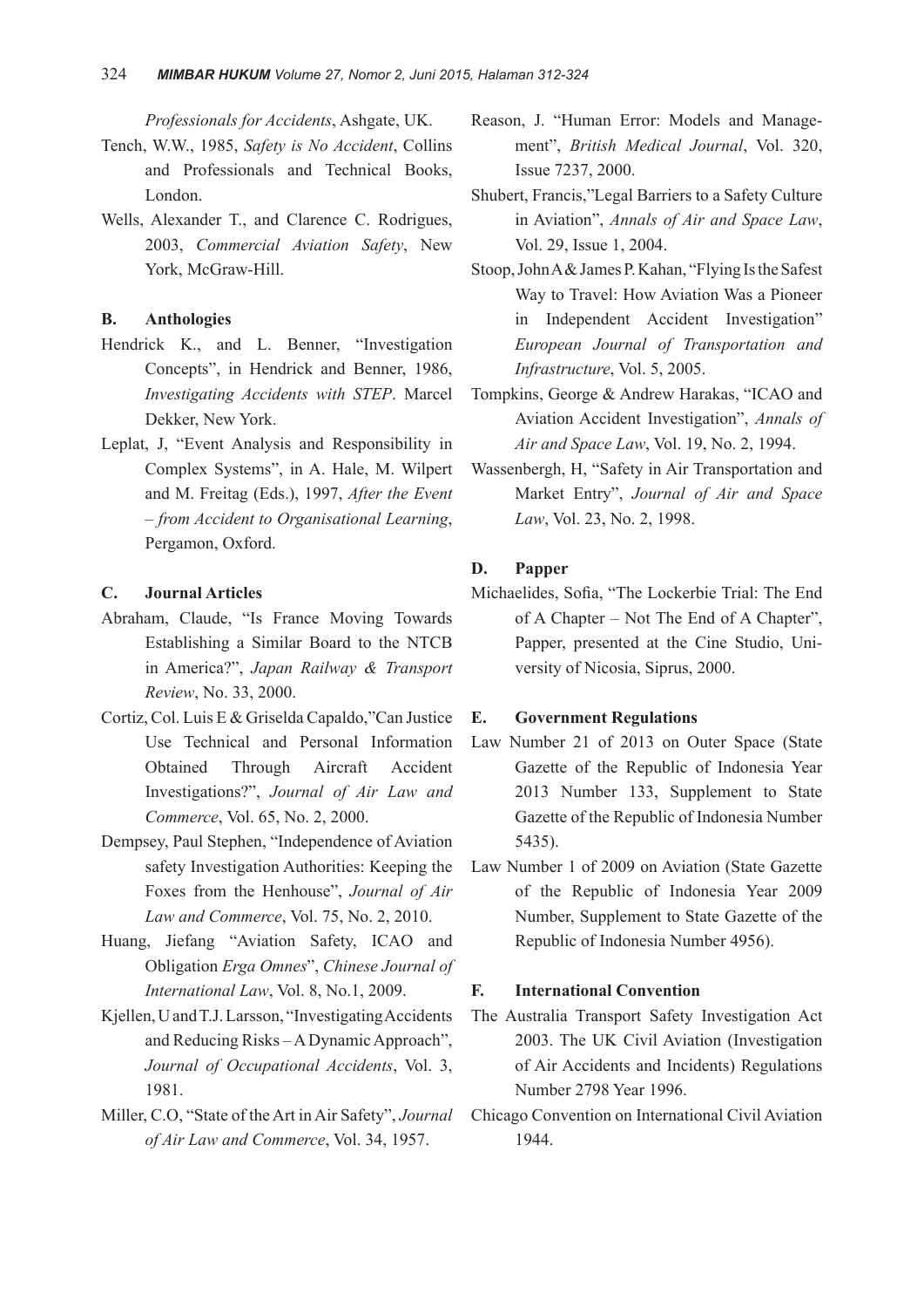*Professionals for Accidents*, Ashgate, UK.

Tench, W.W., 1985, *Safety is No Accident*, Collins and Professionals and Technical Books, London.

Wells, Alexander T., and Clarence C. Rodrigues, 2003, *Commercial Aviation Safety*, New York, McGraw-Hill.

## B. Anthologies

Hendrick K., and L. Benner, "Investigation Concepts", in Hendrick and Benner, 1986, *Investigating Accidents with STEP*. Marcel Dekker, New York.

Leplat, J, "Event Analysis and Responsibility in Complex Systems", in A. Hale, M. Wilpert and M. Freitag (Eds.), 1997, *After the Event – from Accident to Organisational Learning*, Pergamon, Oxford.

## C. Journal Articles

Abraham, Claude, "Is France Moving Towards Establishing a Similar Board to the NTCB in America?", *Japan Railway & Transport Review*, No. 33, 2000.

Cortiz, Col. Luis E & Griselda Capaldo,"Can Justice Use Technical and Personal Information Obtained Through Aircraft Accident Investigations?", *Journal of Air Law and Commerce*, Vol. 65, No. 2, 2000.

Dempsey, Paul Stephen, "Independence of Aviation safety Investigation Authorities: Keeping the Foxes from the Henhouse", *Journal of Air Law and Commerce*, Vol. 75, No. 2, 2010.

Huang, Jiefang "Aviation Safety, ICAO and Obligation *Erga Omnes*", *Chinese Journal of International Law*, Vol. 8, No.1, 2009.

Kjellen, U and T.J. Larsson, "Investigating Accidents and Reducing Risks – A Dynamic Approach", *Journal of Occupational Accidents*, Vol. 3, 1981.

Miller, C.O, "State of the Art in Air Safety", *Journal of Air Law and Commerce*, Vol. 34, 1957.

Reason, J. "Human Error: Models and Management", *British Medical Journal*, Vol. 320, Issue 7237, 2000.

Shubert, Francis,"Legal Barriers to a Safety Culture in Aviation", *Annals of Air and Space Law*, Vol. 29, Issue 1, 2004.

Stoop, John A & James P. Kahan, "Flying Is the Safest Way to Travel: How Aviation Was a Pioneer in Independent Accident Investigation" *European Journal of Transportation and Infrastructure*, Vol. 5, 2005.

Tompkins, George & Andrew Harakas, "ICAO and Aviation Accident Investigation", *Annals of Air and Space Law*, Vol. 19, No. 2, 1994.

Wassenbergh, H, "Safety in Air Transportation and Market Entry", *Journal of Air and Space Law*, Vol. 23, No. 2, 1998.

## D. Papper

Michaelides, Sofia, "The Lockerbie Trial: The End of A Chapter – Not The End of A Chapter", Papper, presented at the Cine Studio, University of Nicosia, Siprus, 2000.

## E. Government Regulations

Law Number 21 of 2013 on Outer Space (State Gazette of the Republic of Indonesia Year 2013 Number 133, Supplement to State Gazette of the Republic of Indonesia Number 5435).

Law Number 1 of 2009 on Aviation (State Gazette of the Republic of Indonesia Year 2009 Number, Supplement to State Gazette of the Republic of Indonesia Number 4956).

## F. International Convention

The Australia Transport Safety Investigation Act 2003. The UK Civil Aviation (Investigation of Air Accidents and Incidents) Regulations Number 2798 Year 1996.

Chicago Convention on International Civil Aviation 1944.